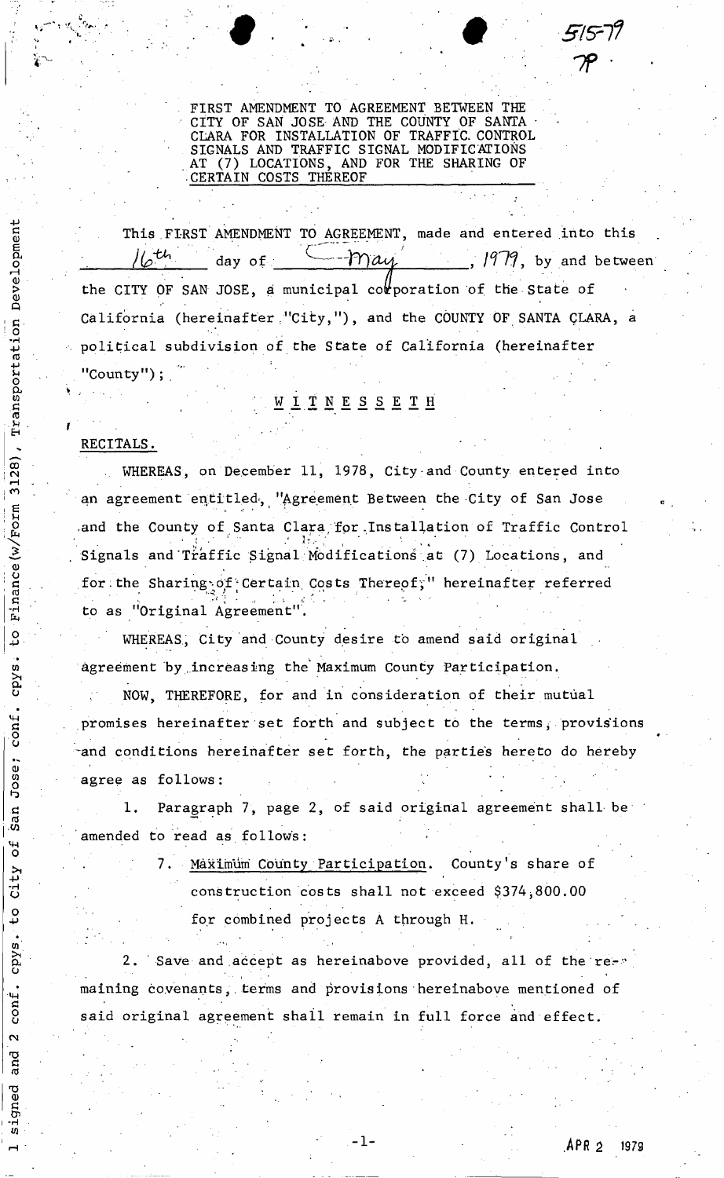515-79

7P

FIRST AMENDMENT TO AGREEMENT BETWEEN THE CITY OF SAN JOSE AND THE COUNTY OF SANTA CLARA FOR INSTALLATION OF TRAFFIC CONTROL SIGNALS AND TRAFFIC SIGNAL MODIFICATIONS AT (7) LOCATIONS, AND FOR THE SHARING OF CERTAIN COSTS THEREOF

This FIRST AMENDMENT TO AGREEMENT, made and entered into this 16th day of May, 1979, by and between the CITY OF SAN JOSE, a municipal corporation of the State of California (hereinafter "City,"), and the COUNTY OF SANTA CLARA, a political subdivision of the State of California (hereinafter "County");

W I T N E S S E T H

RECITALS.

WHEREAS, on December 11, 1978, City and County entered into an agreement entitled, "Agreement Between the City of San Jose and the County of Santa Clara for Installation of Traffic Control Signals and Traffic Signal Modifications at (7) Locations, and for the Sharing of Certain Costs Thereof," hereinafter referred to as "Original Agreement".

WHEREAS, City and County desire to amend said original agreement by increasing the Maximum County Participation.

NOW, THEREFORE, for and in consideration of their mutual promises hereinafter set forth and subject to the terms, provisions and conditions hereinafter set forth, the parties hereto do hereby agree as follows:

1. Paragraph 7, page 2, of said original agreement shall be amended to read as follows:

   7. Maximum County Participation. County's share of construction costs shall not exceed $374,800.00 for combined projects A through H.

2. Save and accept as hereinabove provided, all of the remaining covenants, terms and provisions hereinabove mentioned of said original agreement shall remain in full force and effect.

1 signed and 2 conf. cpys. to City of San Jose; conf. cpys. to Finance (w/Form 3128), Transportation Development

APR 2 1979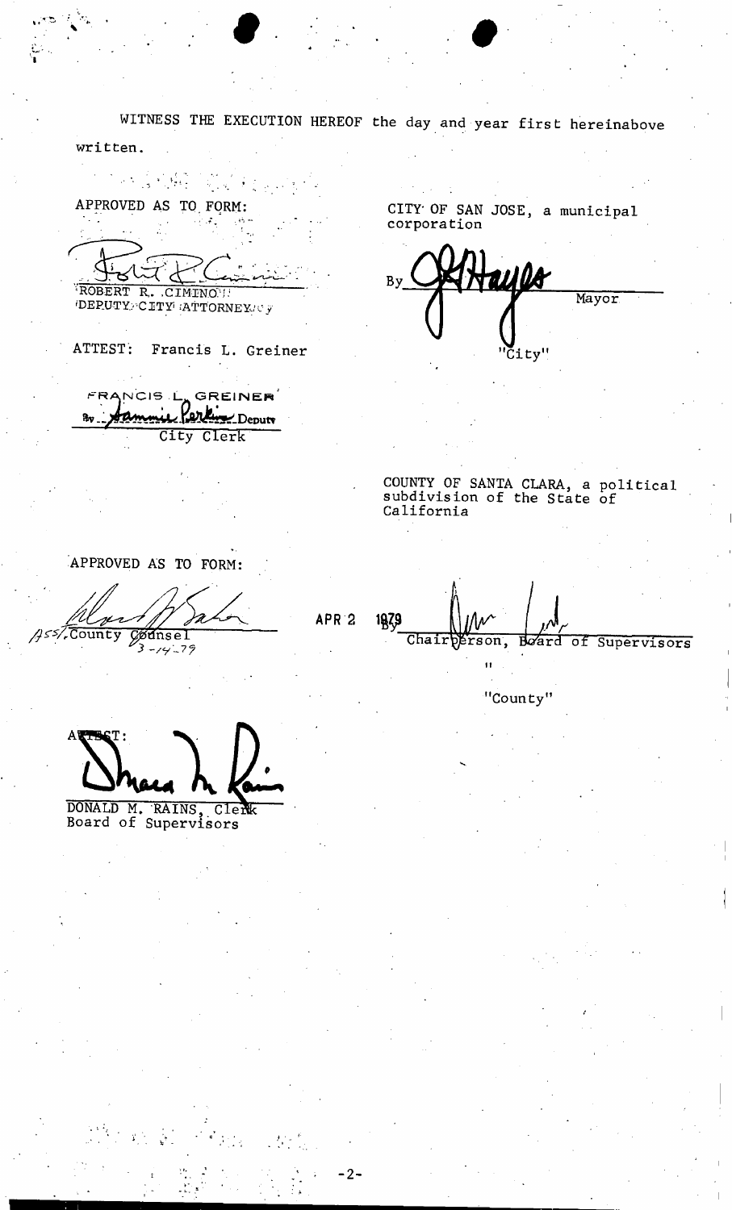WITNESS THE EXECUTION HEREOF the day and year first hereinabove written.

APPROVED AS TO FORM:

ROBERT R. CIMINO
DEPUTY CITY ATTORNEY

ATTEST: Francis L. Greiner

FRANCIS L. GREINER
By Deputy
City Clerk

CITY OF SAN JOSE, a municipal corporation

By Mayor

"City"

COUNTY OF SANTA CLARA, a political subdivision of the State of California

APPROVED AS TO FORM:

Asst. County Counsel
3-14-79

APR 2 1979

By Chairperson, Board of Supervisors

"County"

ATTEST:

DONALD M. RAINS, Clerk
Board of Supervisors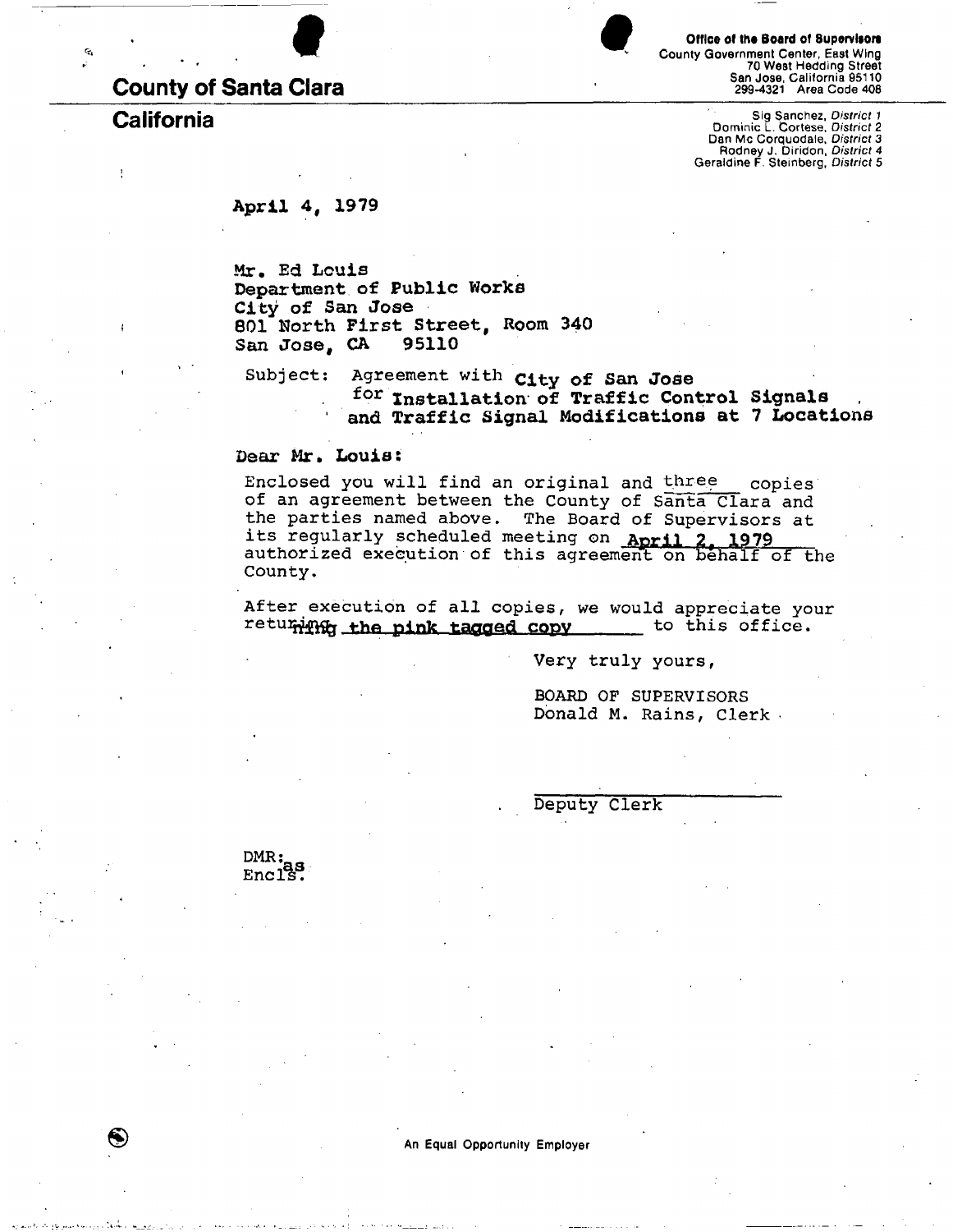# County of Santa Clara

## California

**Office of the Board of Supervisors**
County Government Center, East Wing
70 West Hedding Street
San Jose, California 95110
299-4321 Area Code 408

Sig Sanchez, *District 1*
Dominic L. Cortese, *District 2*
Dan Mc Corquodale, *District 3*
Rodney J. Diridon, *District 4*
Geraldine F. Steinberg, *District 5*

April 4, 1979

Mr. Ed Louis
Department of Public Works
City of San Jose
801 North First Street, Room 340
San Jose, CA 95110

Subject: Agreement with **City of San Jose** for **Installation of Traffic Control Signals and Traffic Signal Modifications at 7 Locations**

Dear Mr. Louis:

Enclosed you will find an original and three copies of an agreement between the County of Santa Clara and the parties named above. The Board of Supervisors at its regularly scheduled meeting on **April 2, 1979** authorized execution of this agreement on behalf of the County.

After execution of all copies, we would appreciate your returning **the pink tagged copy** to this office.

Very truly yours,

BOARD OF SUPERVISORS
Donald M. Rains, Clerk

Deputy Clerk

DMR:as
Encls.

An Equal Opportunity Employer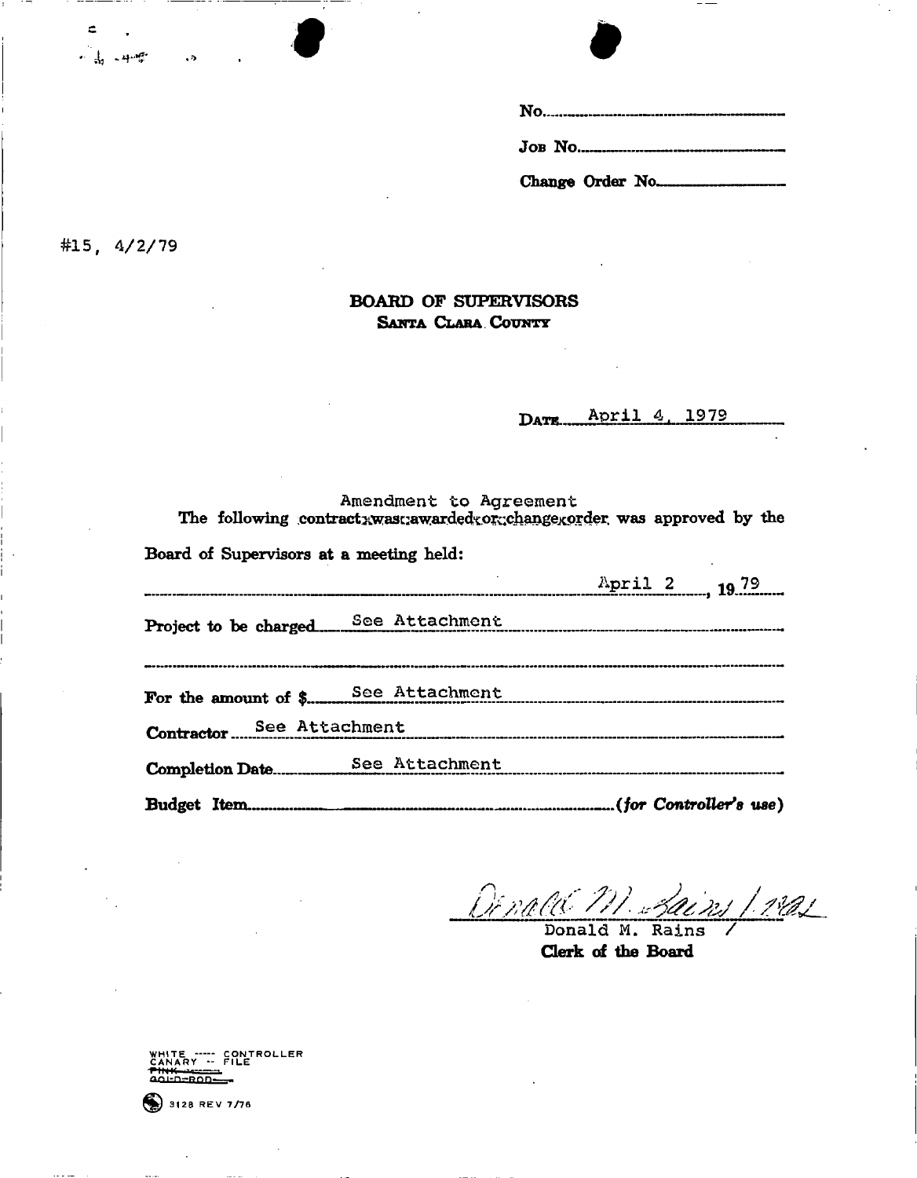No.

Job No.

Change Order No.

#15, 4/2/79

**BOARD OF SUPERVISORS**
**SANTA CLARA COUNTY**

DATE April 4, 1979

Amendment to Agreement

The following contract was awarded or change order was approved by the Board of Supervisors at a meeting held:

April 2, 1979

Project to be charged See Attachment

For the amount of $ See Attachment

Contractor See Attachment

Completion Date See Attachment

Budget Item *(for Controller's use)*

Donald M. Rains
Donald M. Rains
**Clerk of the Board**

WHITE ---- CONTROLLER
CANARY -- FILE
~~PINK~~
~~GOLD-ROD~~

3128 REV 7/76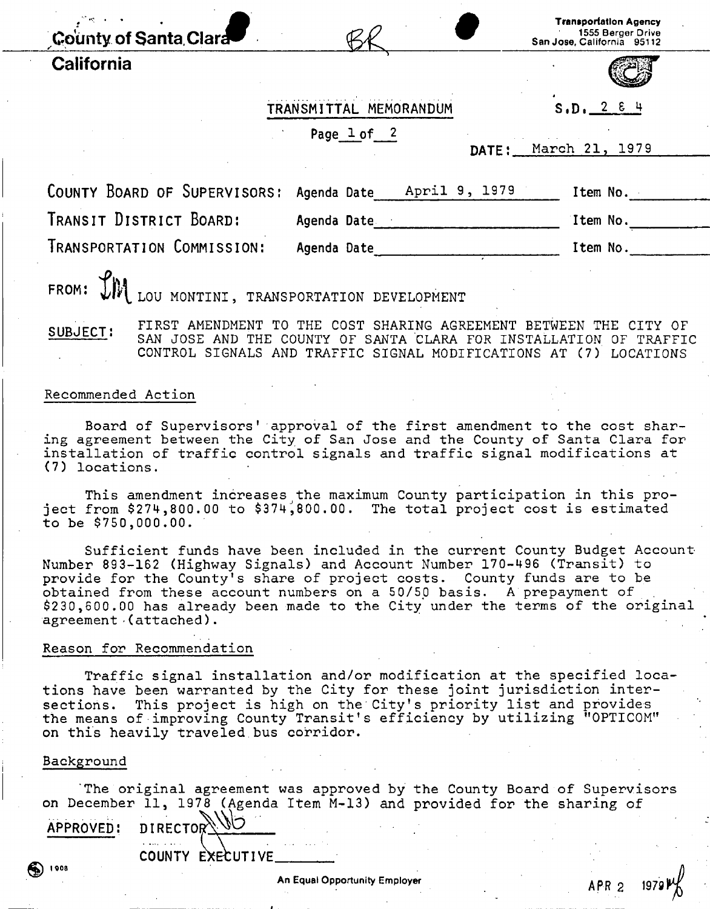County of Santa Clara

California

BR

Transportation Agency
1555 Berger Drive
San Jose, California 95112

TRANSMITTAL MEMORANDUM

S.D. 2 & 4

DATE: March 21, 1979

| | | |
|---|---|---|
| COUNTY BOARD OF SUPERVISORS: | Agenda Date April 9, 1979 | Item No. |
| TRANSIT DISTRICT BOARD: | Agenda Date | Item No. |
| TRANSPORTATION COMMISSION: | Agenda Date | Item No. |

FROM: LM LOU MONTINI, TRANSPORTATION DEVELOPMENT

SUBJECT: FIRST AMENDMENT TO THE COST SHARING AGREEMENT BETWEEN THE CITY OF SAN JOSE AND THE COUNTY OF SANTA CLARA FOR INSTALLATION OF TRAFFIC CONTROL SIGNALS AND TRAFFIC SIGNAL MODIFICATIONS AT (7) LOCATIONS

## Recommended Action

Board of Supervisors' approval of the first amendment to the cost sharing agreement between the City of San Jose and the County of Santa Clara for installation of traffic control signals and traffic signal modifications at (7) locations.

This amendment increases the maximum County participation in this project from $274,800.00 to $374,800.00. The total project cost is estimated to be $750,000.00.

Sufficient funds have been included in the current County Budget Account Number 893-162 (Highway Signals) and Account Number 170-496 (Transit) to provide for the County's share of project costs. County funds are to be obtained from these account numbers on a 50/50 basis. A prepayment of $230,600.00 has already been made to the City under the terms of the original agreement (attached).

## Reason for Recommendation

Traffic signal installation and/or modification at the specified locations have been warranted by the City for these joint jurisdiction intersections. This project is high on the City's priority list and provides the means of improving County Transit's efficiency by utilizing "OPTICOM" on this heavily traveled bus corridor.

## Background

The original agreement was approved by the County Board of Supervisors on December 11, 1978 (Agenda Item M-13) and provided for the sharing of

APPROVED: DIRECTOR

COUNTY EXECUTIVE

An Equal Opportunity Employer

APR 2 1979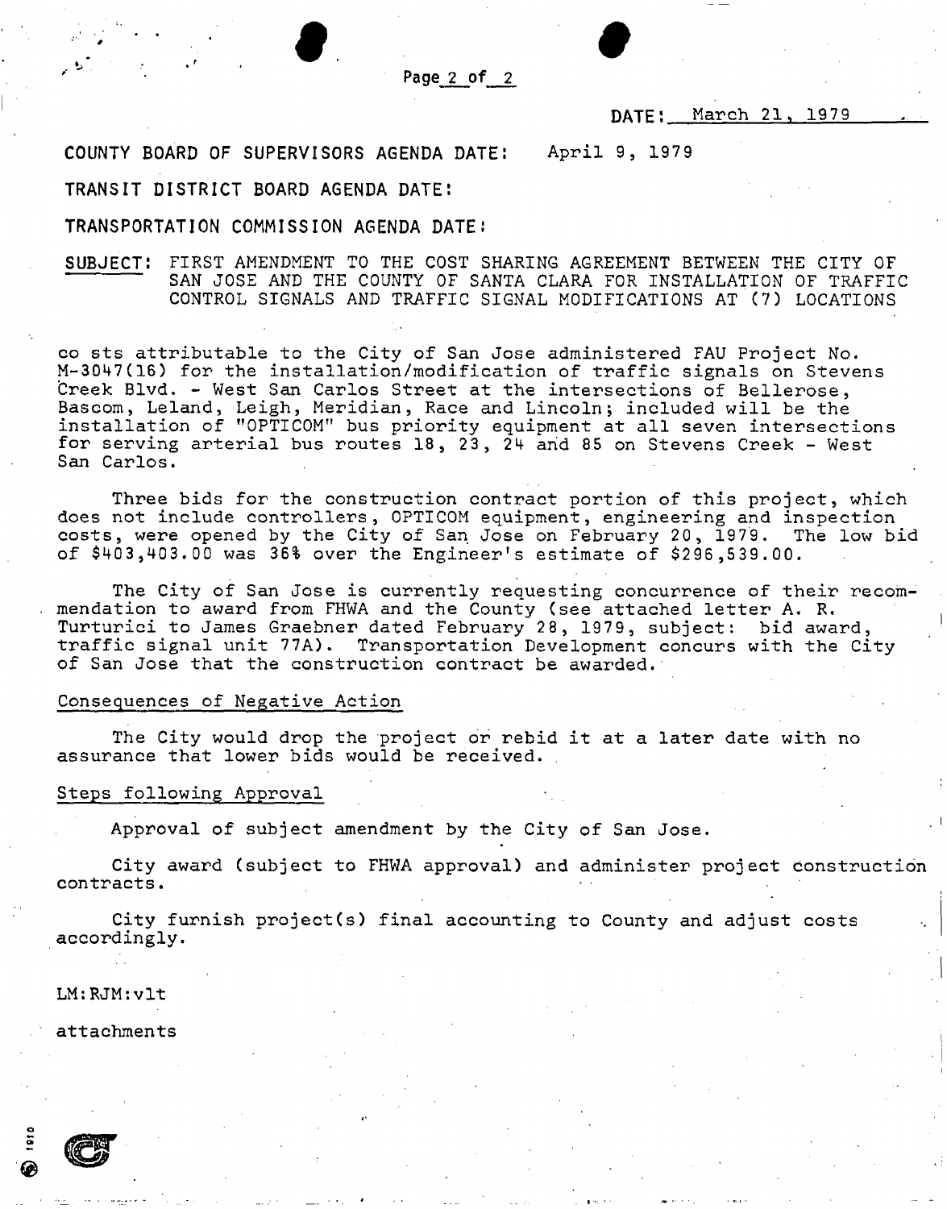DATE: March 21, 1979

COUNTY BOARD OF SUPERVISORS AGENDA DATE: April 9, 1979

TRANSIT DISTRICT BOARD AGENDA DATE:

TRANSPORTATION COMMISSION AGENDA DATE:

SUBJECT: FIRST AMENDMENT TO THE COST SHARING AGREEMENT BETWEEN THE CITY OF SAN JOSE AND THE COUNTY OF SANTA CLARA FOR INSTALLATION OF TRAFFIC CONTROL SIGNALS AND TRAFFIC SIGNAL MODIFICATIONS AT (7) LOCATIONS

co sts attributable to the City of San Jose administered FAU Project No. M-3047(16) for the installation/modification of traffic signals on Stevens Creek Blvd. - West San Carlos Street at the intersections of Bellerose, Bascom, Leland, Leigh, Meridian, Race and Lincoln; included will be the installation of "OPTICOM" bus priority equipment at all seven intersections for serving arterial bus routes 18, 23, 24 and 85 on Stevens Creek - West San Carlos.

Three bids for the construction contract portion of this project, which does not include controllers, OPTICOM equipment, engineering and inspection costs, were opened by the City of San Jose on February 20, 1979. The low bid of $403,403.00 was 36% over the Engineer's estimate of $296,539.00.

The City of San Jose is currently requesting concurrence of their recommendation to award from FHWA and the County (see attached letter A. R. Turturici to James Graebner dated February 28, 1979, subject: bid award, traffic signal unit 77A). Transportation Development concurs with the City of San Jose that the construction contract be awarded.

Consequences of Negative Action

The City would drop the project or rebid it at a later date with no assurance that lower bids would be received.

Steps following Approval

Approval of subject amendment by the City of San Jose.

City award (subject to FHWA approval) and administer project construction contracts.

City furnish project(s) final accounting to County and adjust costs accordingly.

LM:RJM:vlt

attachments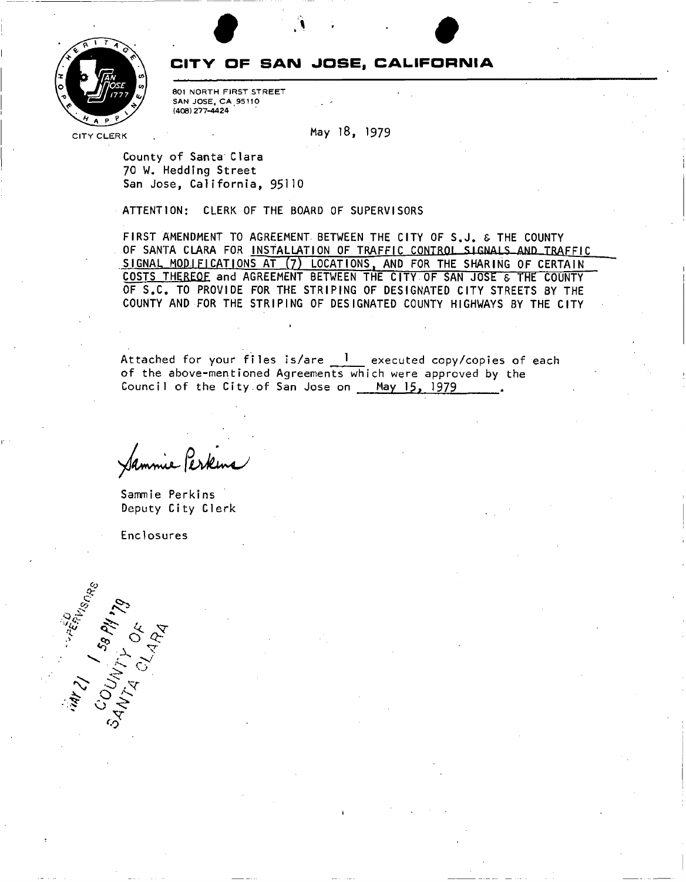**CITY OF SAN JOSE, CALIFORNIA**

801 NORTH FIRST STREET
SAN JOSE, CA 95110
(408) 277-4424

CITY CLERK

May 18, 1979

County of Santa Clara
70 W. Hedding Street
San Jose, California, 95110

ATTENTION: CLERK OF THE BOARD OF SUPERVISORS

FIRST AMENDMENT TO AGREEMENT BETWEEN THE CITY OF S.J. & THE COUNTY OF SANTA CLARA FOR INSTALLATION OF TRAFFIC CONTROL SIGNALS AND TRAFFIC SIGNAL MODIFICATIONS AT (7) LOCATIONS, AND FOR THE SHARING OF CERTAIN COSTS THEREOF and AGREEMENT BETWEEN THE CITY OF SAN JOSE & THE COUNTY OF S.C. TO PROVIDE FOR THE STRIPING OF DESIGNATED CITY STREETS BY THE COUNTY AND FOR THE STRIPING OF DESIGNATED COUNTY HIGHWAYS BY THE CITY

Attached for your files is/are 1 executed copy/copies of each of the above-mentioned Agreements which were approved by the Council of the City of San Jose on May 15, 1979.

Sammie Perkins
Deputy City Clerk

Enclosures

MAY 21 1 58 PM '79
COUNTY OF SANTA CLARA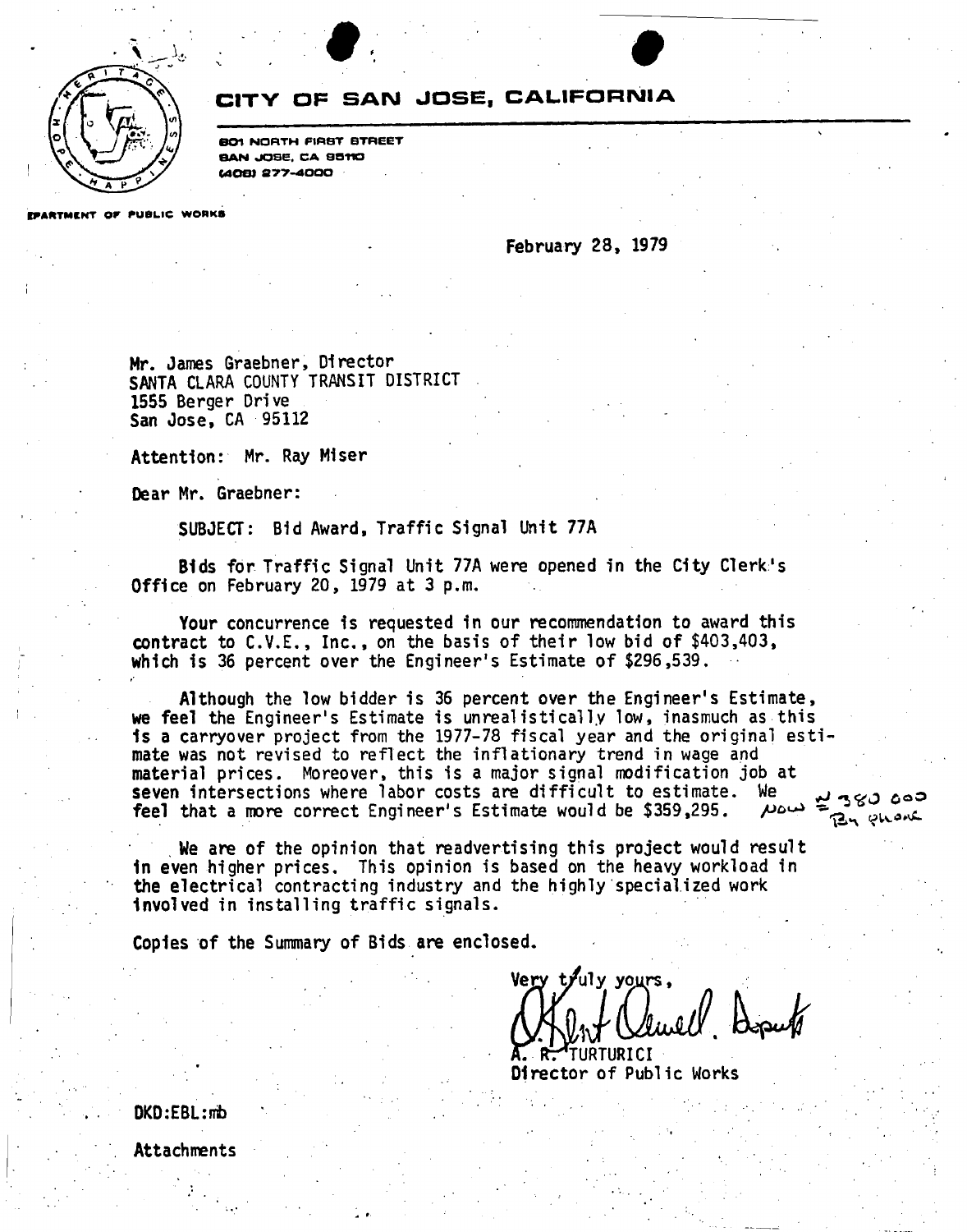# CITY OF SAN JOSE, CALIFORNIA

801 NORTH FIRST STREET
SAN JOSE, CA 95110
(408) 277-4000

DEPARTMENT OF PUBLIC WORKS

February 28, 1979

Mr. James Graebner, Director
SANTA CLARA COUNTY TRANSIT DISTRICT
1555 Berger Drive
San Jose, CA 95112

Attention: Mr. Ray Miser

Dear Mr. Graebner:

SUBJECT: Bid Award, Traffic Signal Unit 77A

Bids for Traffic Signal Unit 77A were opened in the City Clerk's Office on February 20, 1979 at 3 p.m.

Your concurrence is requested in our recommendation to award this contract to C.V.E., Inc., on the basis of their low bid of $403,403, which is 36 percent over the Engineer's Estimate of $296,539.

Although the low bidder is 36 percent over the Engineer's Estimate, we feel the Engineer's Estimate is unrealistically low, inasmuch as this is a carryover project from the 1977-78 fiscal year and the original estimate was not revised to reflect the inflationary trend in wage and material prices. Moreover, this is a major signal modification job at seven intersections where labor costs are difficult to estimate. We feel that a more correct Engineer's Estimate would be $359,295. *now ≅ 380 000 By phone*

We are of the opinion that readvertising this project would result in even higher prices. This opinion is based on the heavy workload in the electrical contracting industry and the highly specialized work involved in installing traffic signals.

Copies of the Summary of Bids are enclosed.

Very truly yours,

*[signature] Deputy*

A. R. TURTURICI
Director of Public Works

DKD:EBL:mb

Attachments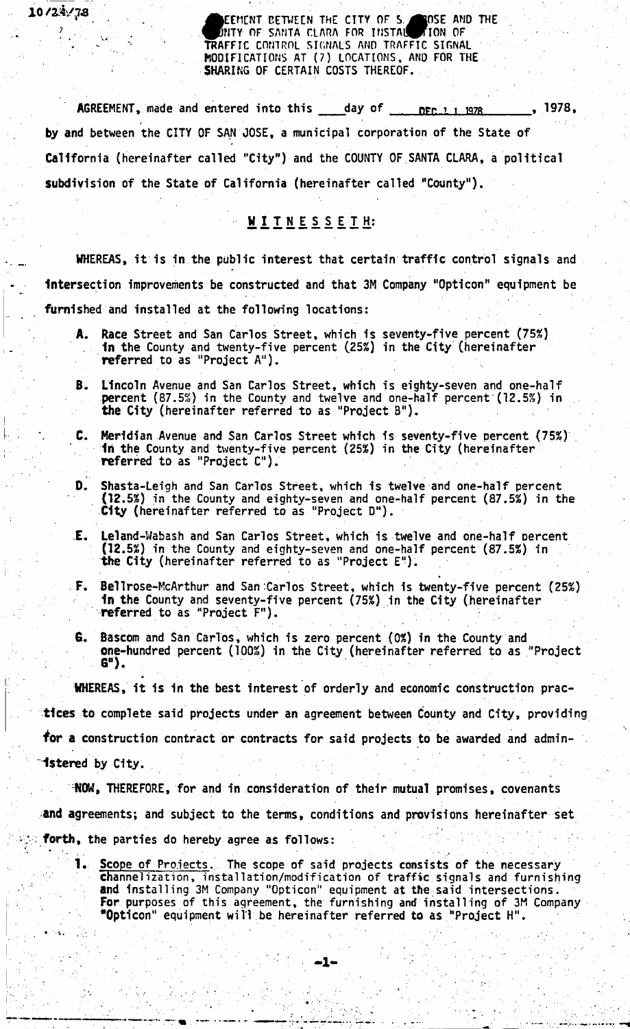10/24/78

AGREEMENT BETWEEN THE CITY OF SAN JOSE AND THE COUNTY OF SANTA CLARA FOR INSTALLATION OF TRAFFIC CONTROL SIGNALS AND TRAFFIC SIGNAL MODIFICATIONS AT (7) LOCATIONS, AND FOR THE SHARING OF CERTAIN COSTS THEREOF.

AGREEMENT, made and entered into this ____ day of DEC 1 1 1978, 1978, by and between the CITY OF SAN JOSE, a municipal corporation of the State of California (hereinafter called "City") and the COUNTY OF SANTA CLARA, a political subdivision of the State of California (hereinafter called "County").

## W I T N E S S E T H:

WHEREAS, it is in the public interest that certain traffic control signals and intersection improvements be constructed and that 3M Company "Opticon" equipment be furnished and installed at the following locations:

**A.** Race Street and San Carlos Street, which is seventy-five percent (75%) in the County and twenty-five percent (25%) in the City (hereinafter referred to as "Project A").

**B.** Lincoln Avenue and San Carlos Street, which is eighty-seven and one-half percent (87.5%) in the County and twelve and one-half percent (12.5%) in the City (hereinafter referred to as "Project B").

**C.** Meridian Avenue and San Carlos Street which is seventy-five percent (75%) in the County and twenty-five percent (25%) in the City (hereinafter referred to as "Project C").

**D.** Shasta-Leigh and San Carlos Street, which is twelve and one-half percent (12.5%) in the County and eighty-seven and one-half percent (87.5%) in the City (hereinafter referred to as "Project D").

**E.** Leland-Wabash and San Carlos Street, which is twelve and one-half percent (12.5%) in the County and eighty-seven and one-half percent (87.5%) in the City (hereinafter referred to as "Project E").

**F.** Bellrose-McArthur and San Carlos Street, which is twenty-five percent (25%) in the County and seventy-five percent (75%) in the City (hereinafter referred to as "Project F").

**G.** Bascom and San Carlos, which is zero percent (0%) in the County and one-hundred percent (100%) in the City (hereinafter referred to as "Project G").

WHEREAS, it is in the best interest of orderly and economic construction practices to complete said projects under an agreement between County and City, providing for a construction contract or contracts for said projects to be awarded and administered by City.

NOW, THEREFORE, for and in consideration of their mutual promises, covenants and agreements; and subject to the terms, conditions and provisions hereinafter set forth, the parties do hereby agree as follows:

1. Scope of Projects. The scope of said projects consists of the necessary channelization, installation/modification of traffic signals and furnishing and installing 3M Company "Opticon" equipment at the said intersections. For purposes of this agreement, the furnishing and installing of 3M Company "Opticon" equipment will be hereinafter referred to as "Project H".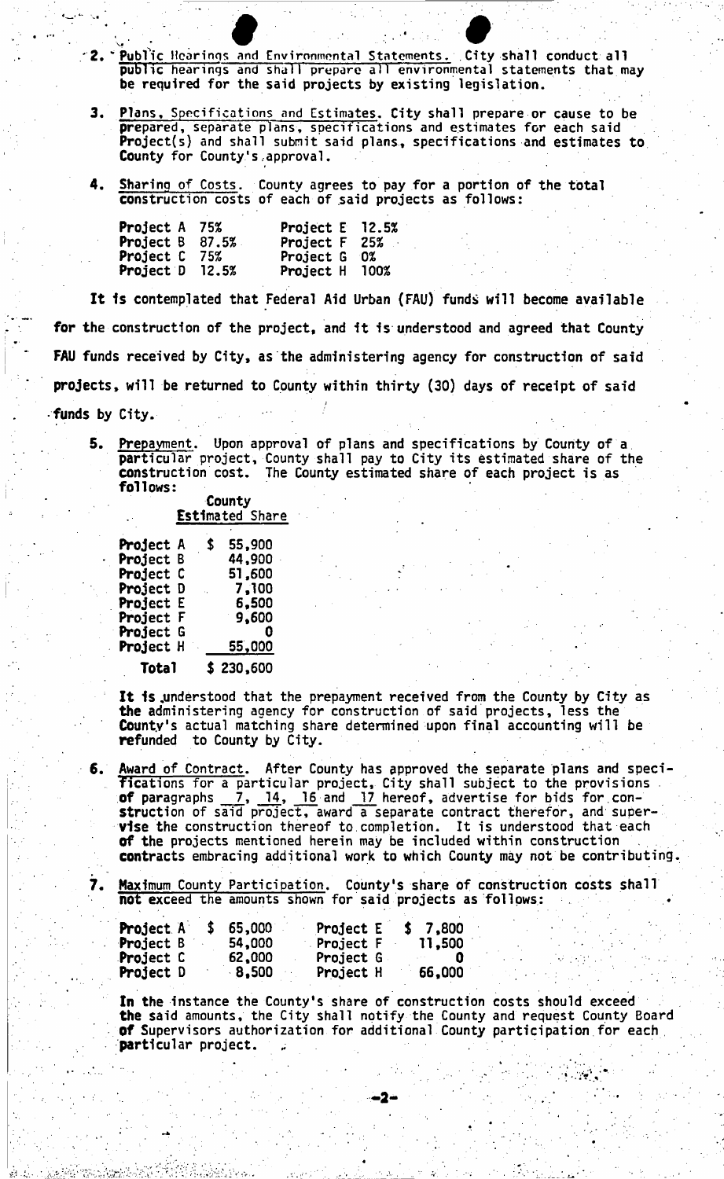2. Public Hearings and Environmental Statements. City shall conduct all public hearings and shall prepare all environmental statements that may be required for the said projects by existing legislation.

3. Plans, Specifications and Estimates. City shall prepare or cause to be prepared, separate plans, specifications and estimates for each said Project(s) and shall submit said plans, specifications and estimates to County for County's approval.

4. Sharing of Costs. County agrees to pay for a portion of the total construction costs of each of said projects as follows:

| | | | |
|---|---|---|---|
| Project A | 75% | Project E | 12.5% |
| Project B | 87.5% | Project F | 25% |
| Project C | 75% | Project G | 0% |
| Project D | 12.5% | Project H | 100% |

It is contemplated that Federal Aid Urban (FAU) funds will become available for the construction of the project, and it is understood and agreed that County FAU funds received by City, as the administering agency for construction of said projects, will be returned to County within thirty (30) days of receipt of said funds by City.

5. Prepayment. Upon approval of plans and specifications by County of a particular project, County shall pay to City its estimated share of the construction cost. The County estimated share of each project is as follows:

| | County Estimated Share |
|---|---|
| Project A | \$ 55,900 |
| Project B | 44,900 |
| Project C | 51,600 |
| Project D | 7,100 |
| Project E | 6,500 |
| Project F | 9,600 |
| Project G | 0 |
| Project H | 55,000 |
| **Total** | \$ 230,600 |

It is understood that the prepayment received from the County by City as the administering agency for construction of said projects, less the County's actual matching share determined upon final accounting will be refunded to County by City.

6. Award of Contract. After County has approved the separate plans and specifications for a particular project, City shall subject to the provisions of paragraphs 7, 14, 16 and 17 hereof, advertise for bids for construction of said project, award a separate contract therefor, and supervise the construction thereof to completion. It is understood that each of the projects mentioned herein may be included within construction contracts embracing additional work to which County may not be contributing.

7. Maximum County Participation. County's share of construction costs shall not exceed the amounts shown for said projects as follows:

| | | | |
|---|---|---|---|
| Project A | \$ 65,000 | Project E | \$ 7,800 |
| Project B | 54,000 | Project F | 11,500 |
| Project C | 62,000 | Project G | 0 |
| Project D | 8,500 | Project H | 66,000 |

In the instance the County's share of construction costs should exceed the said amounts, the City shall notify the County and request County Board of Supervisors authorization for additional County participation for each particular project.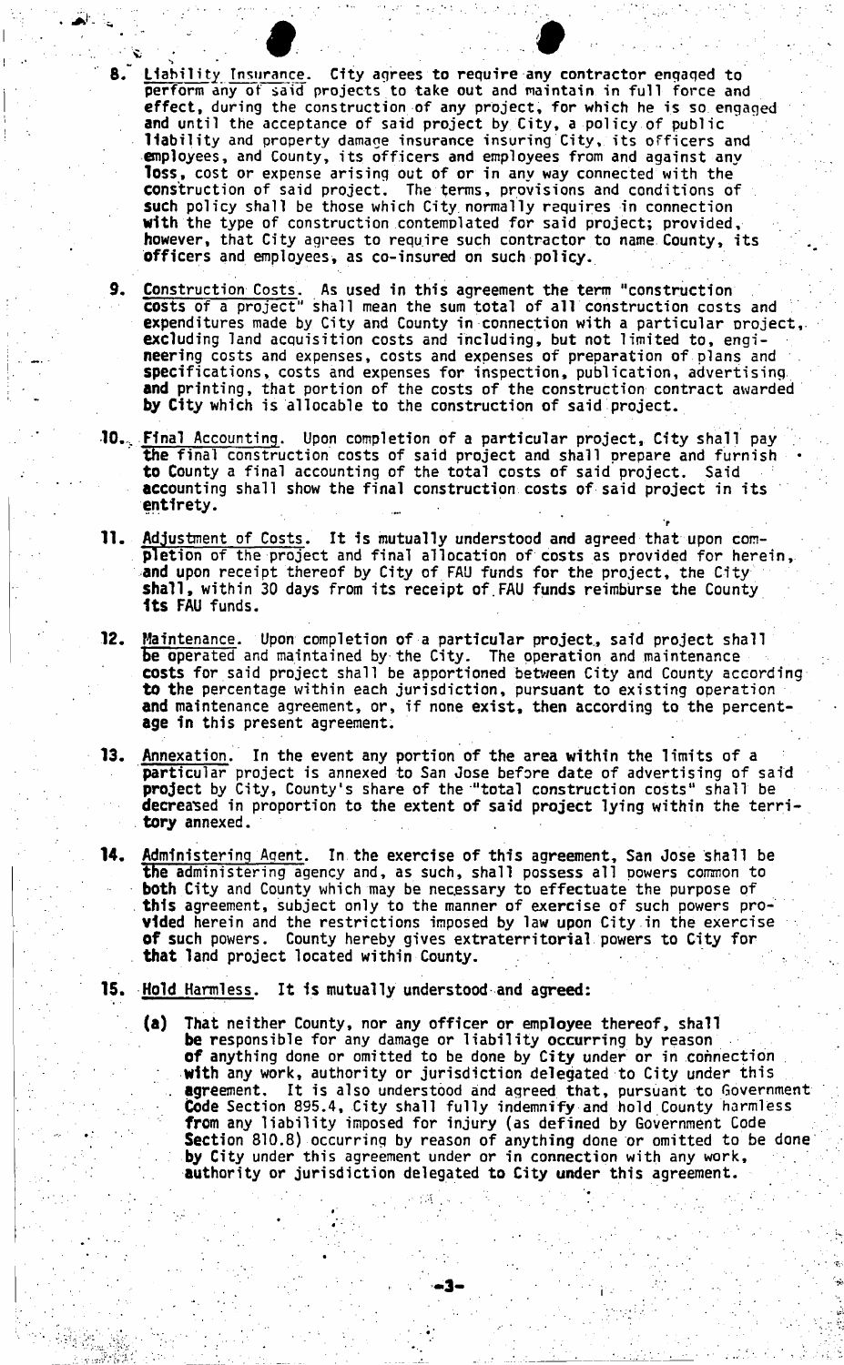8. Liability Insurance. City agrees to require any contractor engaged to perform any of said projects to take out and maintain in full force and effect, during the construction of any project, for which he is so engaged and until the acceptance of said project by City, a policy of public liability and property damage insurance insuring City, its officers and employees, and County, its officers and employees from and against any loss, cost or expense arising out of or in any way connected with the construction of said project. The terms, provisions and conditions of such policy shall be those which City normally requires in connection with the type of construction contemplated for said project; provided, however, that City agrees to require such contractor to name County, its officers and employees, as co-insured on such policy.

9. Construction Costs. As used in this agreement the term "construction costs of a project" shall mean the sum total of all construction costs and expenditures made by City and County in connection with a particular project, excluding land acquisition costs and including, but not limited to, engineering costs and expenses, costs and expenses of preparation of plans and specifications, costs and expenses for inspection, publication, advertising and printing, that portion of the costs of the construction contract awarded by City which is allocable to the construction of said project.

10. Final Accounting. Upon completion of a particular project, City shall pay the final construction costs of said project and shall prepare and furnish to County a final accounting of the total costs of said project. Said accounting shall show the final construction costs of said project in its entirety.

11. Adjustment of Costs. It is mutually understood and agreed that upon completion of the project and final allocation of costs as provided for herein, and upon receipt thereof by City of FAU funds for the project, the City shall, within 30 days from its receipt of FAU funds reimburse the County its FAU funds.

12. Maintenance. Upon completion of a particular project, said project shall be operated and maintained by the City. The operation and maintenance costs for said project shall be apportioned between City and County according to the percentage within each jurisdiction, pursuant to existing operation and maintenance agreement, or, if none exist, then according to the percentage in this present agreement.

13. Annexation. In the event any portion of the area within the limits of a particular project is annexed to San Jose before date of advertising of said project by City, County's share of the "total construction costs" shall be decreased in proportion to the extent of said project lying within the territory annexed.

14. Administering Agent. In the exercise of this agreement, San Jose shall be the administering agency and, as such, shall possess all powers common to both City and County which may be necessary to effectuate the purpose of this agreement, subject only to the manner of exercise of such powers provided herein and the restrictions imposed by law upon City in the exercise of such powers. County hereby gives extraterritorial powers to City for that land project located within County.

15. Hold Harmless. It is mutually understood and agreed:

(a) That neither County, nor any officer or employee thereof, shall be responsible for any damage or liability occurring by reason of anything done or omitted to be done by City under or in connection with any work, authority or jurisdiction delegated to City under this agreement. It is also understood and agreed that, pursuant to Government Code Section 895.4, City shall fully indemnify and hold County harmless from any liability imposed for injury (as defined by Government Code Section 810.8) occurring by reason of anything done or omitted to be done by City under this agreement under or in connection with any work, authority or jurisdiction delegated to City under this agreement.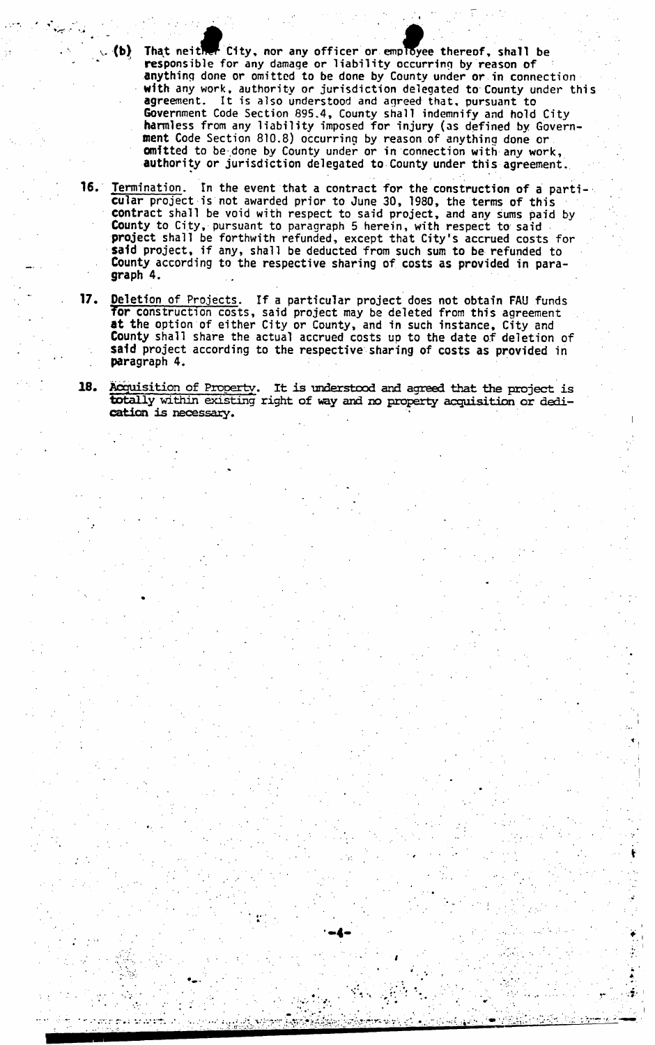(b) That neither City, nor any officer or employee thereof, shall be responsible for any damage or liability occurring by reason of anything done or omitted to be done by County under or in connection with any work, authority or jurisdiction delegated to County under this agreement. It is also understood and agreed that, pursuant to Government Code Section 895.4, County shall indemnify and hold City harmless from any liability imposed for injury (as defined by Government Code Section 810.8) occurring by reason of anything done or omitted to be done by County under or in connection with any work, authority or jurisdiction delegated to County under this agreement.

16. Termination. In the event that a contract for the construction of a particular project is not awarded prior to June 30, 1980, the terms of this contract shall be void with respect to said project, and any sums paid by County to City, pursuant to paragraph 5 herein, with respect to said project shall be forthwith refunded, except that City's accrued costs for said project, if any, shall be deducted from such sum to be refunded to County according to the respective sharing of costs as provided in paragraph 4.

17. Deletion of Projects. If a particular project does not obtain FAU funds for construction costs, said project may be deleted from this agreement at the option of either City or County, and in such instance, City and County shall share the actual accrued costs up to the date of deletion of said project according to the respective sharing of costs as provided in paragraph 4.

18. Acquisition of Property. It is understood and agreed that the project is totally within existing right of way and no property acquisition or dedication is necessary.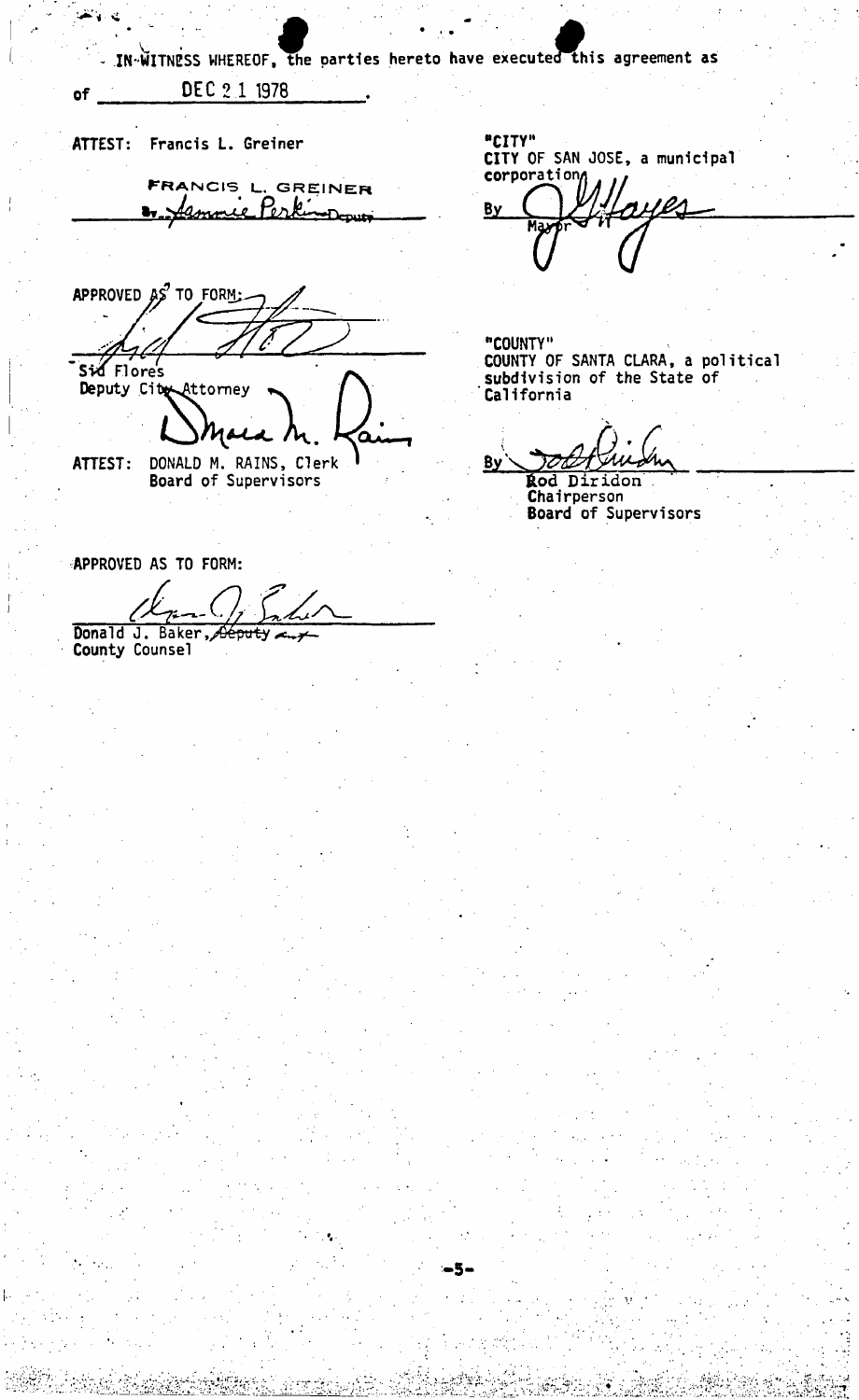IN WITNESS WHEREOF, the parties hereto have executed this agreement as of DEC 21 1978.

ATTEST: Francis L. Greiner

FRANCIS L. GREINER
By Tammie Perkins Deputy

"CITY"
CITY OF SAN JOSE, a municipal corporation

By ______
Mayor

APPROVED AS TO FORM:

______
Sid Flores
Deputy City Attorney

"COUNTY"
COUNTY OF SANTA CLARA, a political subdivision of the State of California

ATTEST: DONALD M. RAINS, Clerk
Board of Supervisors

By ______
Rod Diridon
Chairperson
Board of Supervisors

APPROVED AS TO FORM:

______
Donald J. Baker, ~~Deputy~~
County Counsel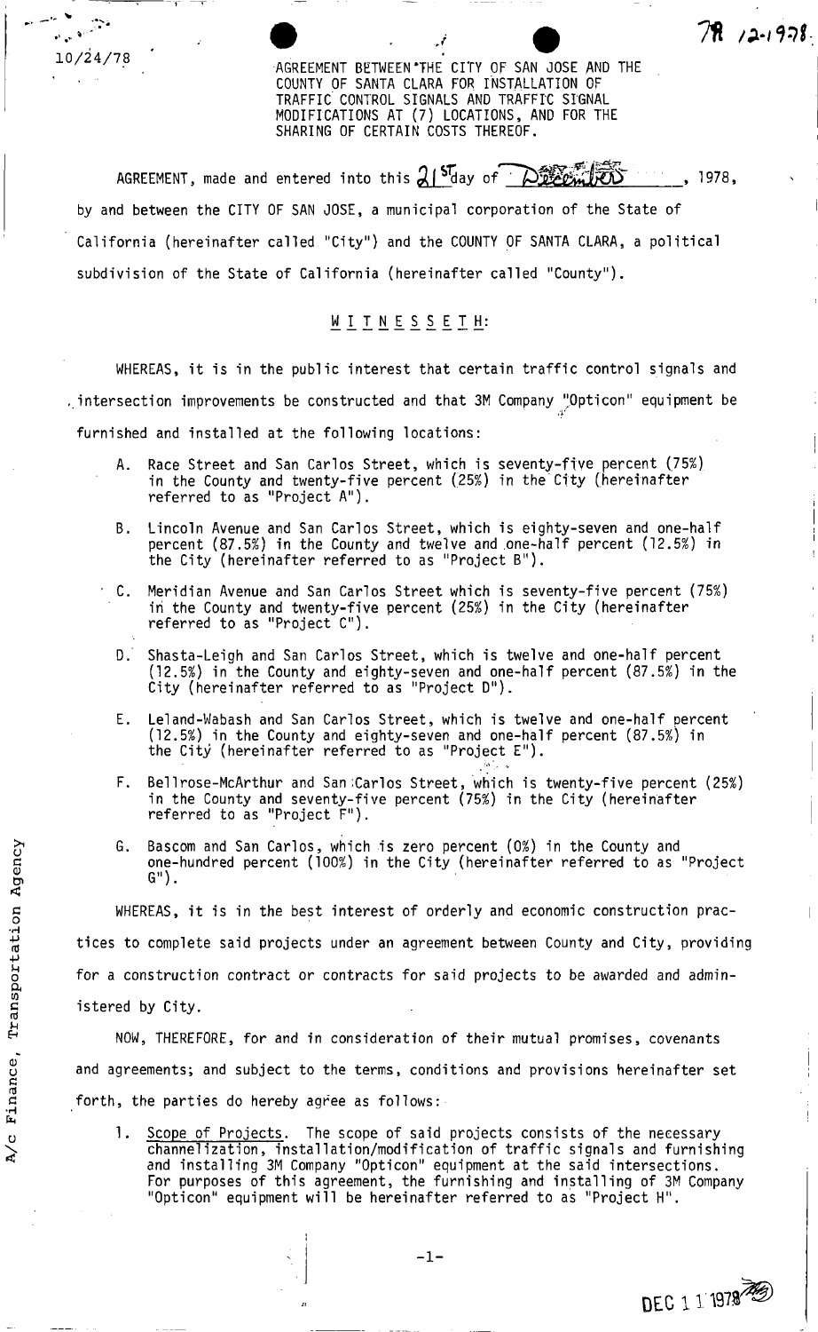10/24/78

78 12-1978

AGREEMENT BETWEEN THE CITY OF SAN JOSE AND THE COUNTY OF SANTA CLARA FOR INSTALLATION OF TRAFFIC CONTROL SIGNALS AND TRAFFIC SIGNAL MODIFICATIONS AT (7) LOCATIONS, AND FOR THE SHARING OF CERTAIN COSTS THEREOF.

AGREEMENT, made and entered into this 21st day of December, 1978, by and between the CITY OF SAN JOSE, a municipal corporation of the State of California (hereinafter called "City") and the COUNTY OF SANTA CLARA, a political subdivision of the State of California (hereinafter called "County").

W I T N E S S E T H:

WHEREAS, it is in the public interest that certain traffic control signals and intersection improvements be constructed and that 3M Company "Opticon" equipment be furnished and installed at the following locations:

A. Race Street and San Carlos Street, which is seventy-five percent (75%) in the County and twenty-five percent (25%) in the City (hereinafter referred to as "Project A").

B. Lincoln Avenue and San Carlos Street, which is eighty-seven and one-half percent (87.5%) in the County and twelve and one-half percent (12.5%) in the City (hereinafter referred to as "Project B").

C. Meridian Avenue and San Carlos Street which is seventy-five percent (75%) in the County and twenty-five percent (25%) in the City (hereinafter referred to as "Project C").

D. Shasta-Leigh and San Carlos Street, which is twelve and one-half percent (12.5%) in the County and eighty-seven and one-half percent (87.5%) in the City (hereinafter referred to as "Project D").

E. Leland-Wabash and San Carlos Street, which is twelve and one-half percent (12.5%) in the County and eighty-seven and one-half percent (87.5%) in the City (hereinafter referred to as "Project E").

F. Bellrose-McArthur and San Carlos Street, which is twenty-five percent (25%) in the County and seventy-five percent (75%) in the City (hereinafter referred to as "Project F").

G. Bascom and San Carlos, which is zero percent (0%) in the County and one-hundred percent (100%) in the City (hereinafter referred to as "Project G").

WHEREAS, it is in the best interest of orderly and economic construction practices to complete said projects under an agreement between County and City, providing for a construction contract or contracts for said projects to be awarded and administered by City.

NOW, THEREFORE, for and in consideration of their mutual promises, covenants and agreements; and subject to the terms, conditions and provisions hereinafter set forth, the parties do hereby agree as follows:

1. Scope of Projects. The scope of said projects consists of the necessary channelization, installation/modification of traffic signals and furnishing and installing 3M Company "Opticon" equipment at the said intersections. For purposes of this agreement, the furnishing and installing of 3M Company "Opticon" equipment will be hereinafter referred to as "Project H".

A/c Finance, Transportation Agency

DEC 11 1978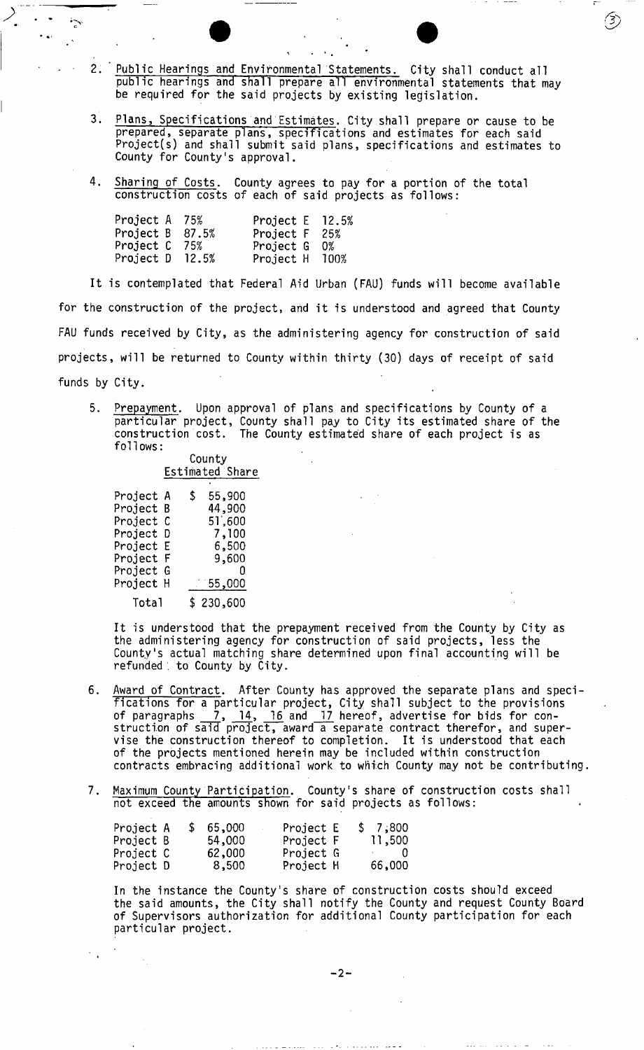2. Public Hearings and Environmental Statements. City shall conduct all public hearings and shall prepare all environmental statements that may be required for the said projects by existing legislation.

3. Plans, Specifications and Estimates. City shall prepare or cause to be prepared, separate plans, specifications and estimates for each said Project(s) and shall submit said plans, specifications and estimates to County for County's approval.

4. Sharing of Costs. County agrees to pay for a portion of the total construction costs of each of said projects as follows:

| | | | |
|---|---|---|---|
| Project A | 75% | Project E | 12.5% |
| Project B | 87.5% | Project F | 25% |
| Project C | 75% | Project G | 0% |
| Project D | 12.5% | Project H | 100% |

It is contemplated that Federal Aid Urban (FAU) funds will become available for the construction of the project, and it is understood and agreed that County FAU funds received by City, as the administering agency for construction of said projects, will be returned to County within thirty (30) days of receipt of said funds by City.

5. Prepayment. Upon approval of plans and specifications by County of a particular project, County shall pay to City its estimated share of the construction cost. The County estimated share of each project is as follows:

| | County Estimated Share |
|---|---|
| Project A | $ 55,900 |
| Project B | 44,900 |
| Project C | 51,600 |
| Project D | 7,100 |
| Project E | 6,500 |
| Project F | 9,600 |
| Project G | 0 |
| Project H | 55,000 |
| Total | $ 230,600 |

It is understood that the prepayment received from the County by City as the administering agency for construction of said projects, less the County's actual matching share determined upon final accounting will be refunded to County by City.

6. Award of Contract. After County has approved the separate plans and specifications for a particular project, City shall subject to the provisions of paragraphs 7, 14, 16 and 17 hereof, advertise for bids for construction of said project, award a separate contract therefor, and supervise the construction thereof to completion. It is understood that each of the projects mentioned herein may be included within construction contracts embracing additional work to which County may not be contributing.

7. Maximum County Participation. County's share of construction costs shall not exceed the amounts shown for said projects as follows:

| | | | |
|---|---|---|---|
| Project A | $ 65,000 | Project E | $ 7,800 |
| Project B | 54,000 | Project F | 11,500 |
| Project C | 62,000 | Project G | 0 |
| Project D | 8,500 | Project H | 66,000 |

In the instance the County's share of construction costs should exceed the said amounts, the City shall notify the County and request County Board of Supervisors authorization for additional County participation for each particular project.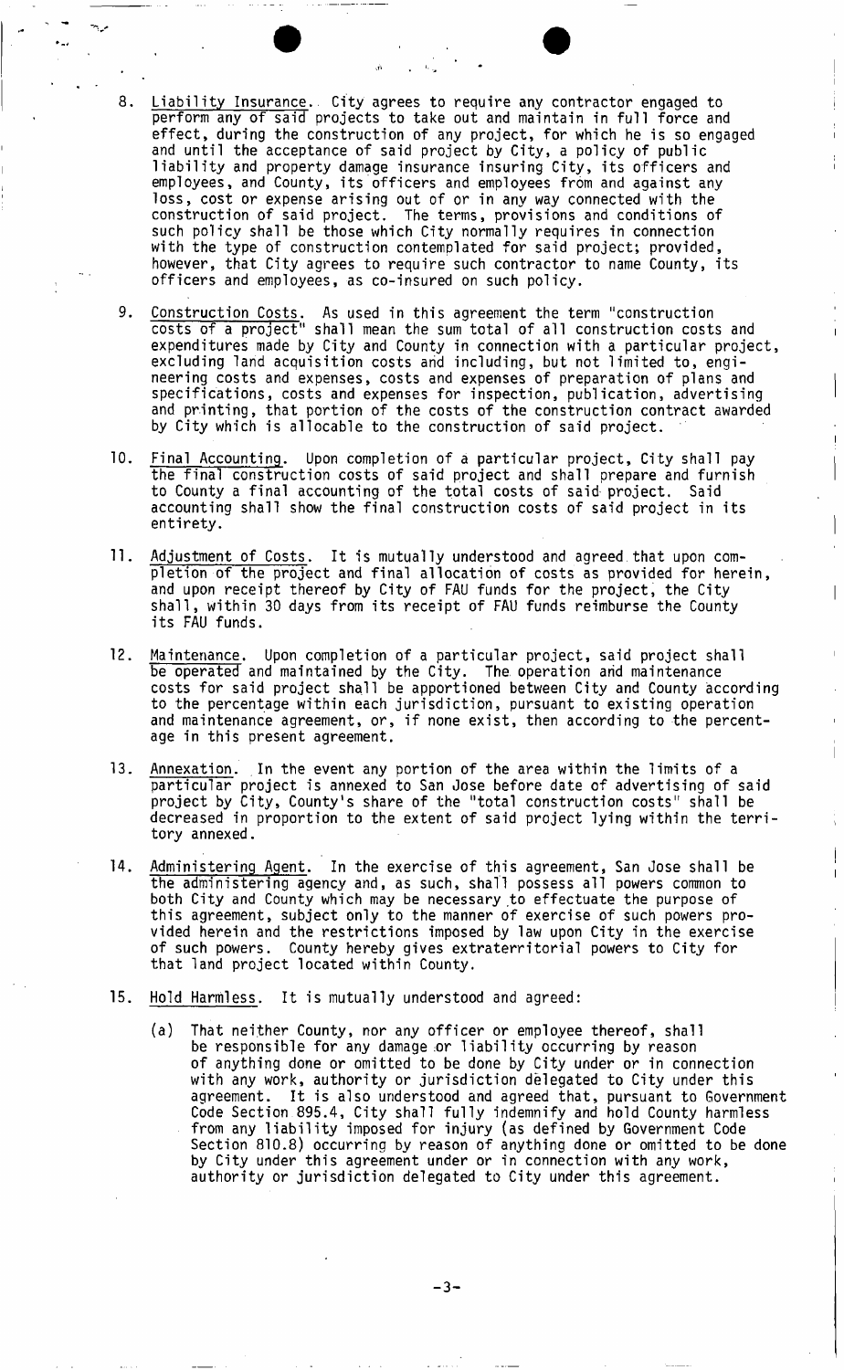8. Liability Insurance. City agrees to require any contractor engaged to perform any of said projects to take out and maintain in full force and effect, during the construction of any project, for which he is so engaged and until the acceptance of said project by City, a policy of public liability and property damage insurance insuring City, its officers and employees, and County, its officers and employees from and against any loss, cost or expense arising out of or in any way connected with the construction of said project. The terms, provisions and conditions of such policy shall be those which City normally requires in connection with the type of construction contemplated for said project; provided, however, that City agrees to require such contractor to name County, its officers and employees, as co-insured on such policy.

9. Construction Costs. As used in this agreement the term "construction costs of a project" shall mean the sum total of all construction costs and expenditures made by City and County in connection with a particular project, excluding land acquisition costs and including, but not limited to, engineering costs and expenses, costs and expenses of preparation of plans and specifications, costs and expenses for inspection, publication, advertising and printing, that portion of the costs of the construction contract awarded by City which is allocable to the construction of said project.

10. Final Accounting. Upon completion of a particular project, City shall pay the final construction costs of said project and shall prepare and furnish to County a final accounting of the total costs of said project. Said accounting shall show the final construction costs of said project in its entirety.

11. Adjustment of Costs. It is mutually understood and agreed that upon completion of the project and final allocation of costs as provided for herein, and upon receipt thereof by City of FAU funds for the project, the City shall, within 30 days from its receipt of FAU funds reimburse the County its FAU funds.

12. Maintenance. Upon completion of a particular project, said project shall be operated and maintained by the City. The operation and maintenance costs for said project shall be apportioned between City and County according to the percentage within each jurisdiction, pursuant to existing operation and maintenance agreement, or, if none exist, then according to the percentage in this present agreement.

13. Annexation. In the event any portion of the area within the limits of a particular project is annexed to San Jose before date of advertising of said project by City, County's share of the "total construction costs" shall be decreased in proportion to the extent of said project lying within the territory annexed.

14. Administering Agent. In the exercise of this agreement, San Jose shall be the administering agency and, as such, shall possess all powers common to both City and County which may be necessary to effectuate the purpose of this agreement, subject only to the manner of exercise of such powers provided herein and the restrictions imposed by law upon City in the exercise of such powers. County hereby gives extraterritorial powers to City for that land project located within County.

15. Hold Harmless. It is mutually understood and agreed:

    (a) That neither County, nor any officer or employee thereof, shall be responsible for any damage or liability occurring by reason of anything done or omitted to be done by City under or in connection with any work, authority or jurisdiction delegated to City under this agreement. It is also understood and agreed that, pursuant to Government Code Section 895.4, City shall fully indemnify and hold County harmless from any liability imposed for injury (as defined by Government Code Section 810.8) occurring by reason of anything done or omitted to be done by City under this agreement under or in connection with any work, authority or jurisdiction delegated to City under this agreement.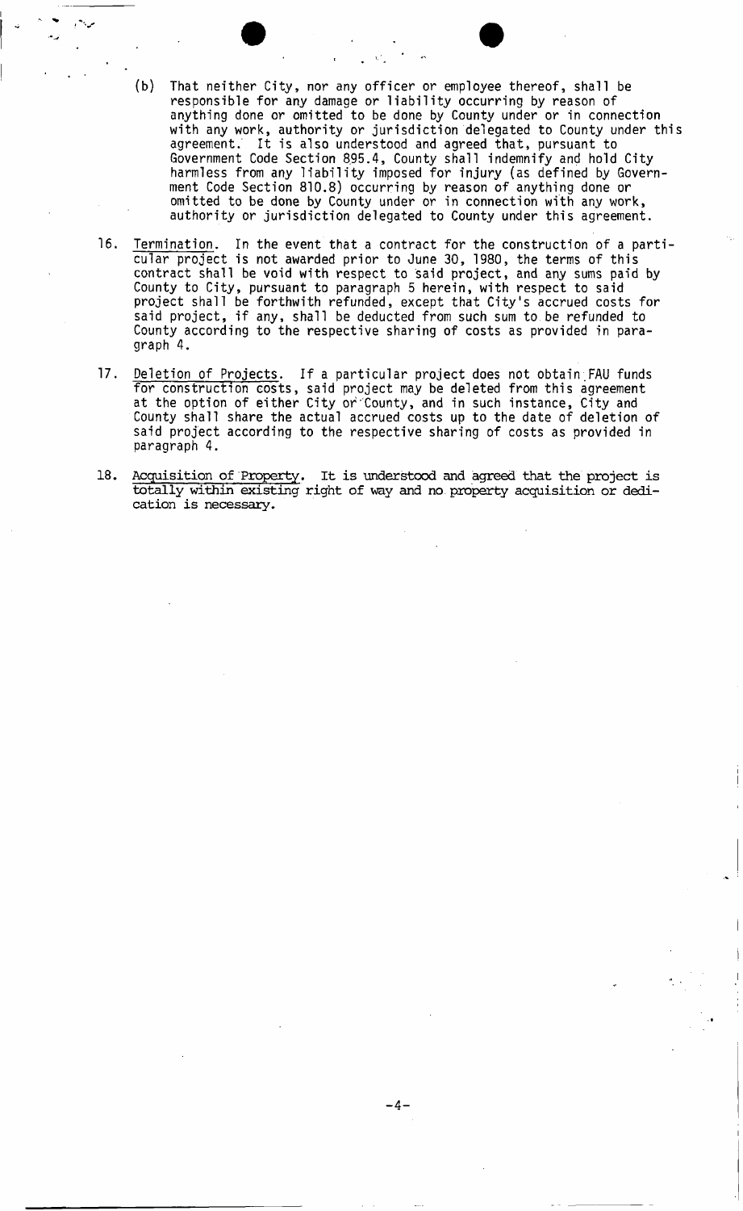(b) That neither City, nor any officer or employee thereof, shall be responsible for any damage or liability occurring by reason of anything done or omitted to be done by County under or in connection with any work, authority or jurisdiction delegated to County under this agreement. It is also understood and agreed that, pursuant to Government Code Section 895.4, County shall indemnify and hold City harmless from any liability imposed for injury (as defined by Government Code Section 810.8) occurring by reason of anything done or omitted to be done by County under or in connection with any work, authority or jurisdiction delegated to County under this agreement.

16. Termination. In the event that a contract for the construction of a particular project is not awarded prior to June 30, 1980, the terms of this contract shall be void with respect to said project, and any sums paid by County to City, pursuant to paragraph 5 herein, with respect to said project shall be forthwith refunded, except that City's accrued costs for said project, if any, shall be deducted from such sum to be refunded to County according to the respective sharing of costs as provided in paragraph 4.

17. Deletion of Projects. If a particular project does not obtain FAU funds for construction costs, said project may be deleted from this agreement at the option of either City or County, and in such instance, City and County shall share the actual accrued costs up to the date of deletion of said project according to the respective sharing of costs as provided in paragraph 4.

18. Acquisition of Property. It is understood and agreed that the project is totally within existing right of way and no property acquisition or dedication is necessary.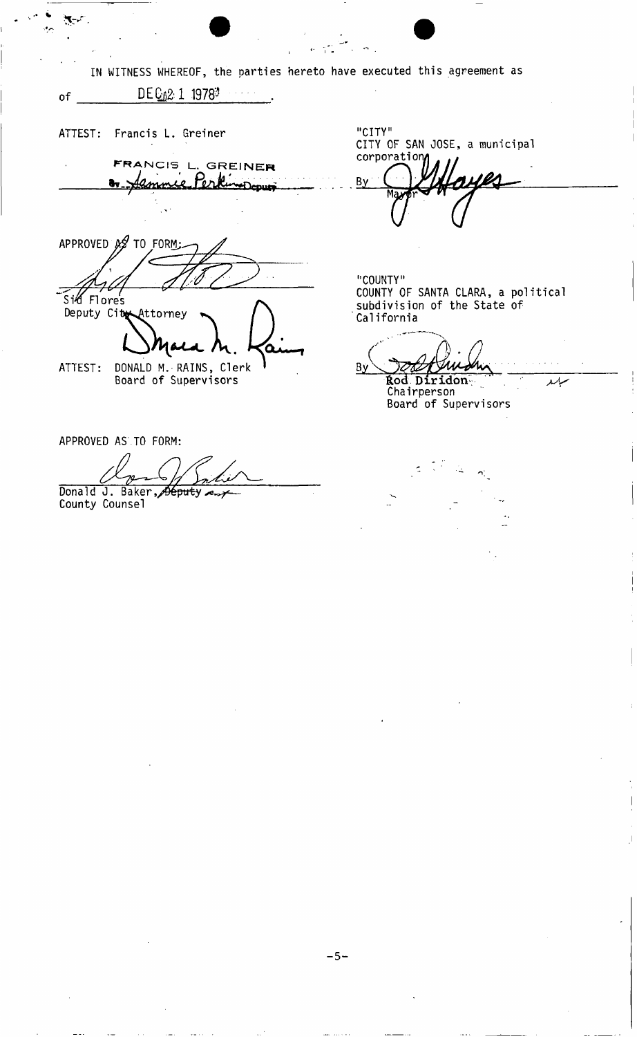IN WITNESS WHEREOF, the parties hereto have executed this agreement as of DEC 21 1978.

ATTEST: Francis L. Greiner

FRANCIS L. GREINER
By Jammie Perkins Deputy

"CITY"
CITY OF SAN JOSE, a municipal corporation

By [signature]
Mayor

APPROVED AS TO FORM:

[signature]
Sid Flores
Deputy City Attorney

"COUNTY"
COUNTY OF SANTA CLARA, a political subdivision of the State of California

ATTEST: DONALD M. RAINS, Clerk
Board of Supervisors

By [signature]
Rod Diridon
Chairperson
Board of Supervisors

APPROVED AS TO FORM:

[signature]
Donald J. Baker, ~~Deputy~~ Asst
County Counsel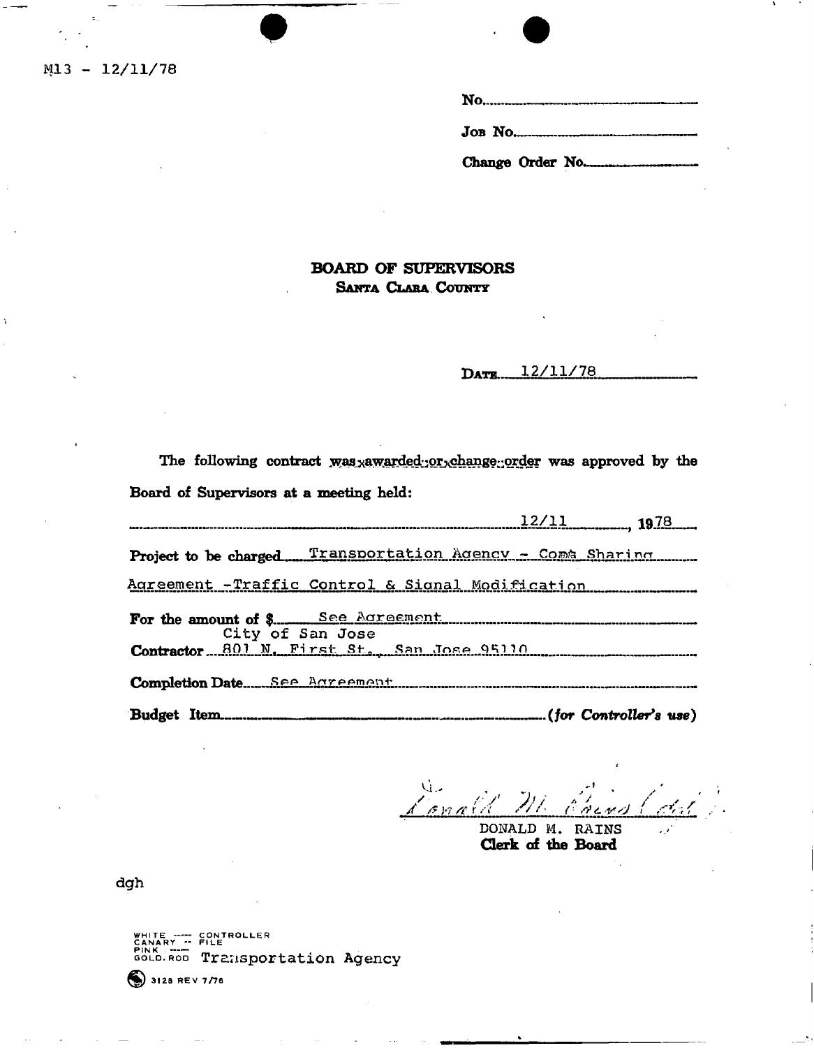M13 - 12/11/78

No.

Job No.

Change Order No.

# BOARD OF SUPERVISORS
## Santa Clara County

Date 12/11/78

The following contract was awarded or change order was approved by the Board of Supervisors at a meeting held:

12/11, 1978

Project to be charged Transportation Agency - Cost Sharing Agreement -Traffic Control & Signal Modification

For the amount of $ See Agreement

Contractor City of San Jose 801 N. First St., San Jose 95110

Completion Date See Agreement

Budget Item (*for Controller's use*)

DONALD M. RAINS
**Clerk of the Board**

dgh

WHITE ----- CONTROLLER
CANARY -- FILE
PINK -----
GOLD.ROD Transportation Agency

3128 REV 7/76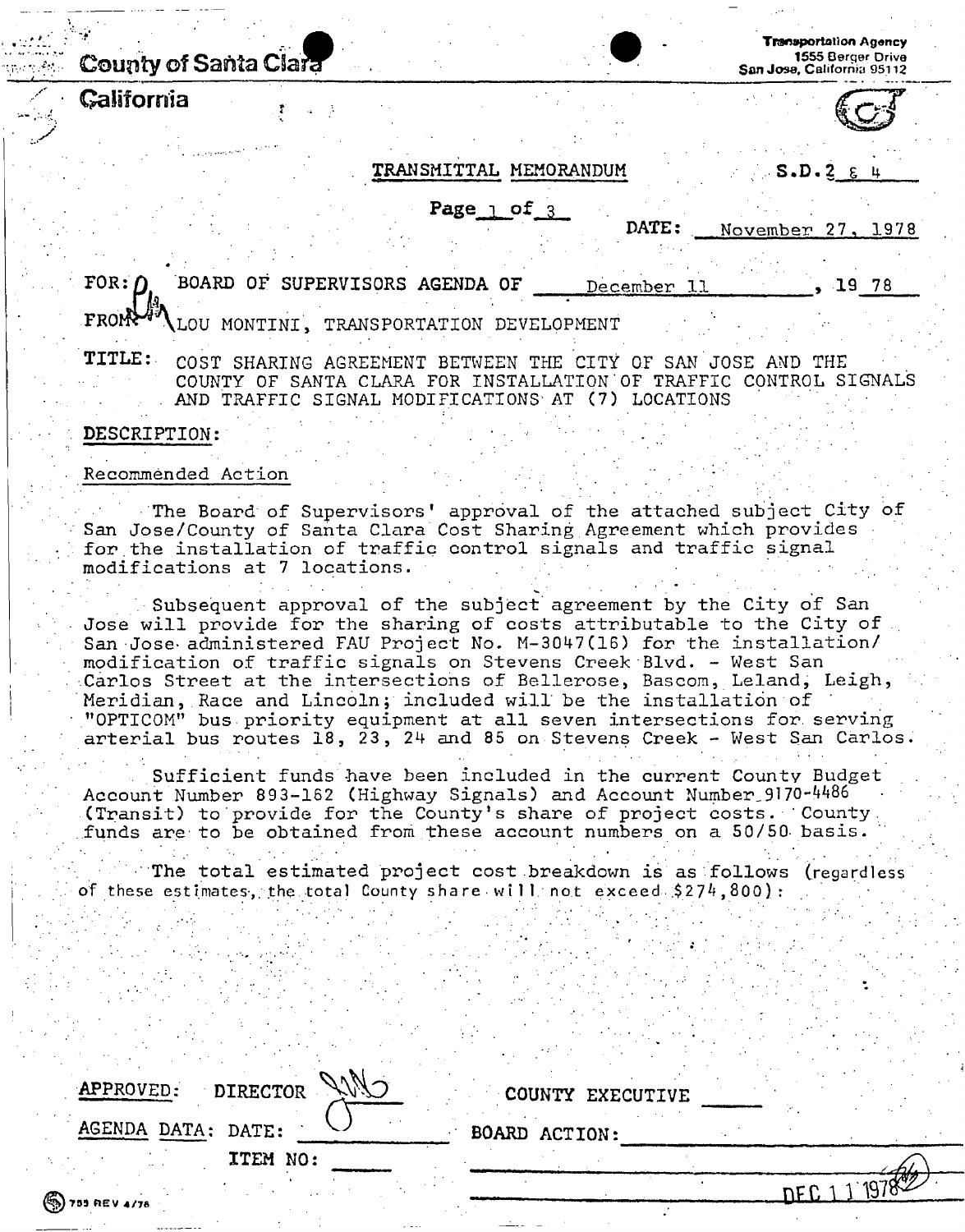County of Santa Clara

California

Transportation Agency
1555 Berger Drive
San Jose, California 95112

TRANSMITTAL MEMORANDUM

S.D. 2 & 4

DATE: November 27, 1978

FOR: BOARD OF SUPERVISORS AGENDA OF December 11, 19 78

FROM: LOU MONTINI, TRANSPORTATION DEVELOPMENT

TITLE: COST SHARING AGREEMENT BETWEEN THE CITY OF SAN JOSE AND THE COUNTY OF SANTA CLARA FOR INSTALLATION OF TRAFFIC CONTROL SIGNALS AND TRAFFIC SIGNAL MODIFICATIONS AT (7) LOCATIONS

DESCRIPTION:

Recommended Action

The Board of Supervisors' approval of the attached subject City of San Jose/County of Santa Clara Cost Sharing Agreement which provides for the installation of traffic control signals and traffic signal modifications at 7 locations.

Subsequent approval of the subject agreement by the City of San Jose will provide for the sharing of costs attributable to the City of San Jose administered FAU Project No. M-3047(16) for the installation/modification of traffic signals on Stevens Creek Blvd. - West San Carlos Street at the intersections of Bellerose, Bascom, Leland, Leigh, Meridian, Race and Lincoln; included will be the installation of "OPTICOM" bus priority equipment at all seven intersections for serving arterial bus routes 18, 23, 24 and 85 on Stevens Creek - West San Carlos.

Sufficient funds have been included in the current County Budget Account Number 893-162 (Highway Signals) and Account Number 9170-4486 (Transit) to provide for the County's share of project costs. County funds are to be obtained from these account numbers on a 50/50 basis.

The total estimated project cost breakdown is as follows (regardless of these estimates, the total County share will not exceed $274,800):

APPROVED: DIRECTOR

COUNTY EXECUTIVE

AGENDA DATA: DATE:

ITEM NO:

BOARD ACTION:

DEC 11 1978

703 REV 4/76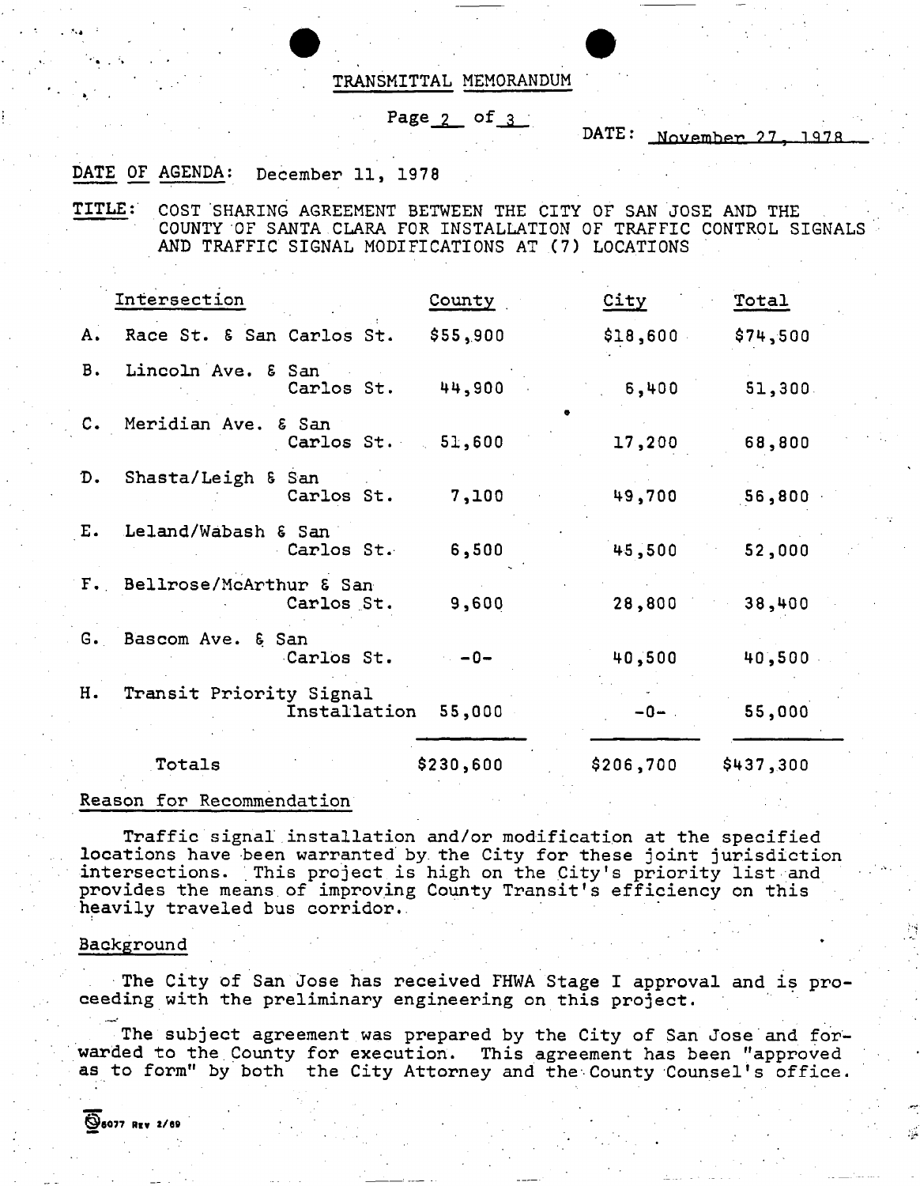# TRANSMITTAL MEMORANDUM

DATE: November 27, 1978

DATE OF AGENDA: December 11, 1978

TITLE: COST SHARING AGREEMENT BETWEEN THE CITY OF SAN JOSE AND THE COUNTY OF SANTA CLARA FOR INSTALLATION OF TRAFFIC CONTROL SIGNALS AND TRAFFIC SIGNAL MODIFICATIONS AT (7) LOCATIONS

| | Intersection | County | City | Total |
|---|---|---|---|---|
| A. | Race St. & San Carlos St. | $55,900 | $18,600 | $74,500 |
| B. | Lincoln Ave. & San Carlos St. | 44,900 | 6,400 | 51,300 |
| C. | Meridian Ave. & San Carlos St. | 51,600 | 17,200 | 68,800 |
| D. | Shasta/Leigh & San Carlos St. | 7,100 | 49,700 | 56,800 |
| E. | Leland/Wabash & San Carlos St. | 6,500 | 45,500 | 52,000 |
| F. | Bellrose/McArthur & San Carlos St. | 9,600 | 28,800 | 38,400 |
| G. | Bascom Ave. & San Carlos St. | -0- | 40,500 | 40,500 |
| H. | Transit Priority Signal Installation | 55,000 | -0- | 55,000 |
| | Totals | $230,600 | $206,700 | $437,300 |

## Reason for Recommendation

Traffic signal installation and/or modification at the specified locations have been warranted by the City for these joint jurisdiction intersections. This project is high on the City's priority list and provides the means of improving County Transit's efficiency on this heavily traveled bus corridor.

## Background

The City of San Jose has received FHWA Stage I approval and is proceeding with the preliminary engineering on this project.

The subject agreement was prepared by the City of San Jose and forwarded to the County for execution. This agreement has been "approved as to form" by both the City Attorney and the County Counsel's office.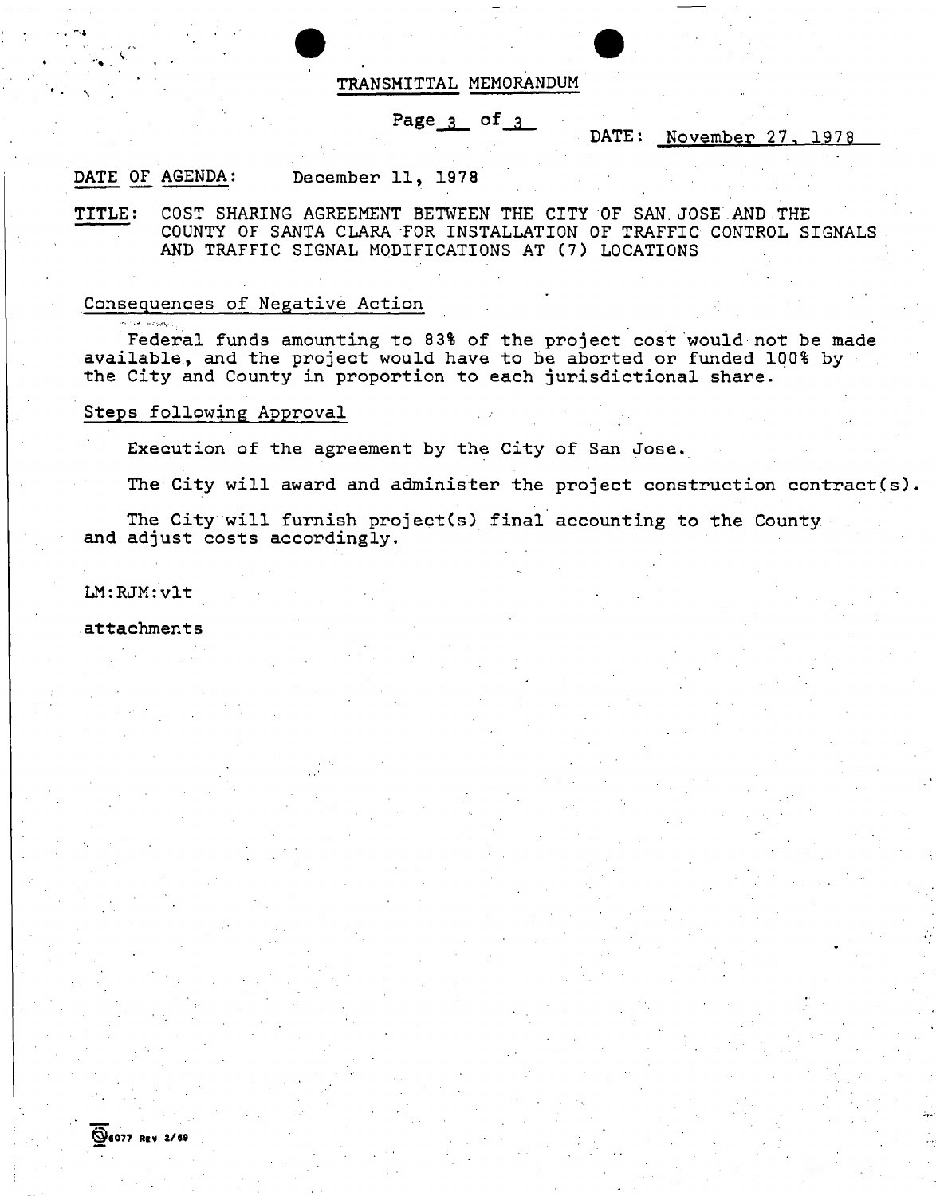TRANSMITTAL MEMORANDUM

DATE: November 27, 1978

DATE OF AGENDA: December 11, 1978

TITLE: COST SHARING AGREEMENT BETWEEN THE CITY OF SAN JOSE AND THE COUNTY OF SANTA CLARA FOR INSTALLATION OF TRAFFIC CONTROL SIGNALS AND TRAFFIC SIGNAL MODIFICATIONS AT (7) LOCATIONS

Consequences of Negative Action

Federal funds amounting to 83% of the project cost would not be made available, and the project would have to be aborted or funded 100% by the City and County in proportion to each jurisdictional share.

Steps following Approval

Execution of the agreement by the City of San Jose.

The City will award and administer the project construction contract(s).

The City will furnish project(s) final accounting to the County and adjust costs accordingly.

LM:RJM:vlt

attachments

6077 Rev 2/69